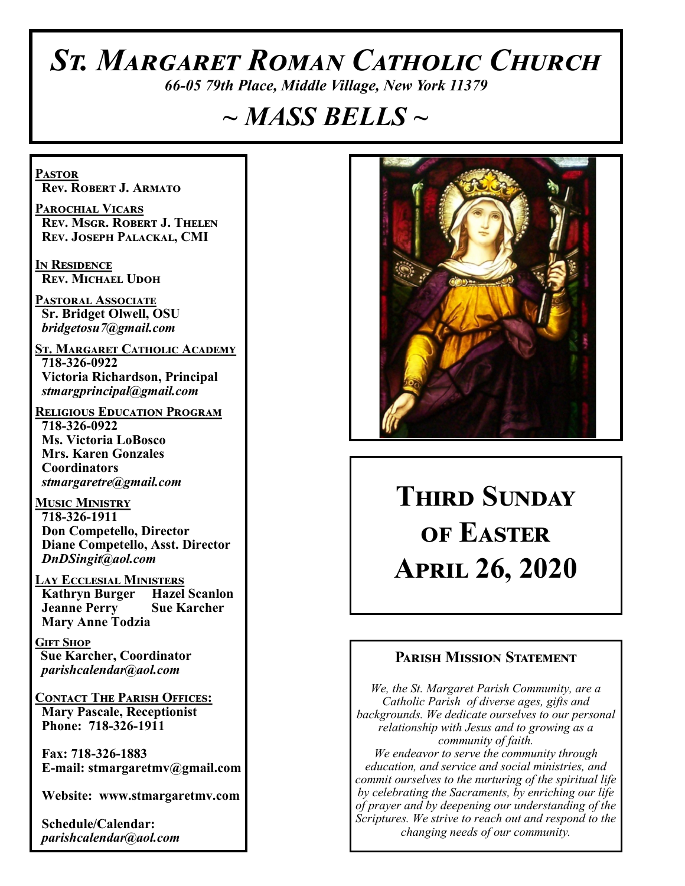# *St. Margaret Roman Catholic Church*

*66-05 79th Place, Middle Village, New York 11379*

## *~ MASS BELLS ~*

**Pastor**
**Rev. Robert J. Armato**

**Parochial Vicars**
**Rev. Msgr. Robert J. Thelen**
**Rev. Joseph Palackal, CMI**

**In Residence**
**Rev. Michael Udoh**

**Pastoral Associate**
**Sr. Bridget Olwell, OSU**
*bridgetosu7@gmail.com*

**St. Margaret Catholic Academy**
**718-326-0922**
**Victoria Richardson, Principal**
*stmargprincipal@gmail.com*

**Religious Education Program**
**718-326-0922**
**Ms. Victoria LoBosco**
**Mrs. Karen Gonzales**
**Coordinators**
*stmargaretre@gmail.com*

**Music Ministry**
**718-326-1911**
**Don Competello, Director**
**Diane Competello, Asst. Director**
*DnDSingit@aol.com*

**Lay Ecclesial Ministers**
**Kathryn Burger**
**Hazel Scanlon**
**Jeanne Perry**
**Sue Karcher**
**Mary Anne Todzia**

**Gift Shop**
**Sue Karcher, Coordinator**
*parishcalendar@aol.com*

**Contact The Parish Offices:**
**Mary Pascale, Receptionist**
**Phone: 718-326-1911**

**Fax: 718-326-1883**
**E-mail: stmargaretmv@gmail.com**

**Website: www.stmargaretmv.com**

**Schedule/Calendar:**
*parishcalendar@aol.com*

# Third Sunday of Easter April 26, 2020

### Parish Mission Statement

*We, the St. Margaret Parish Community, are a Catholic Parish of diverse ages, gifts and backgrounds. We dedicate ourselves to our personal relationship with Jesus and to growing as a community of faith.*
*We endeavor to serve the community through education, and service and social ministries, and commit ourselves to the nurturing of the spiritual life by celebrating the Sacraments, by enriching our life of prayer and by deepening our understanding of the Scriptures. We strive to reach out and respond to the changing needs of our community.*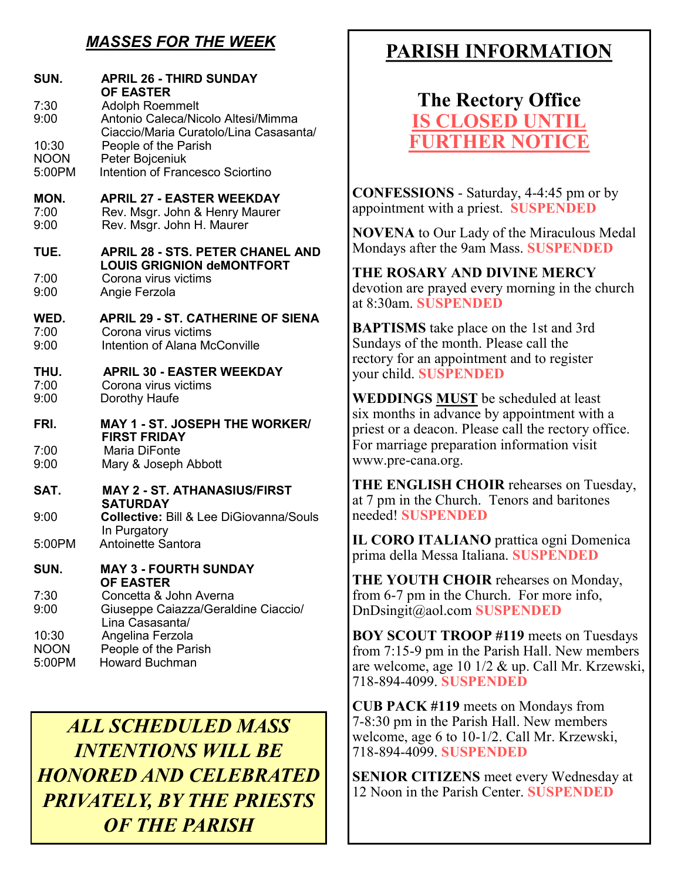## *MASSES FOR THE WEEK*

**SUN. APRIL 26 - THIRD SUNDAY OF EASTER**

- 7:30 Adolph Roemmelt
- 9:00 Antonio Caleca/Nicolo Altesi/Mimma Ciaccio/Maria Curatolo/Lina Casasanta/
- 10:30 People of the Parish
- NOON Peter Bojceniuk
- 5:00PM Intention of Francesco Sciortino

**MON. APRIL 27 - EASTER WEEKDAY**

- 7:00 Rev. Msgr. John & Henry Maurer
- 9:00 Rev. Msgr. John H. Maurer

**TUE. APRIL 28 - STS. PETER CHANEL AND LOUIS GRIGNION deMONTFORT**

- 7:00 Corona virus victims
- 9:00 Angie Ferzola

**WED. APRIL 29 - ST. CATHERINE OF SIENA**

- 7:00 Corona virus victims
- 9:00 Intention of Alana McConville

**THU. APRIL 30 - EASTER WEEKDAY**

- 7:00 Corona virus victims
- 9:00 Dorothy Haufe

**FRI. MAY 1 - ST. JOSEPH THE WORKER/ FIRST FRIDAY**

- 7:00 Maria DiFonte
- 9:00 Mary & Joseph Abbott

**SAT. MAY 2 - ST. ATHANASIUS/FIRST SATURDAY**

- 9:00 **Collective:** Bill & Lee DiGiovanna/Souls In Purgatory
- 5:00PM Antoinette Santora

**SUN. MAY 3 - FOURTH SUNDAY OF EASTER**

- 7:30 Concetta & John Averna
- 9:00 Giuseppe Caiazza/Geraldine Ciaccio/ Lina Casasanta/
- 10:30 Angelina Ferzola
- NOON People of the Parish
- 5:00PM Howard Buchman

***ALL SCHEDULED MASS INTENTIONS WILL BE HONORED AND CELEBRATED PRIVATELY, BY THE PRIESTS OF THE PARISH***

## PARISH INFORMATION

### The Rectory Office
### IS CLOSED UNTIL FURTHER NOTICE

**CONFESSIONS** - Saturday, 4-4:45 pm or by appointment with a priest. **SUSPENDED**

**NOVENA** to Our Lady of the Miraculous Medal Mondays after the 9am Mass. **SUSPENDED**

**THE ROSARY AND DIVINE MERCY** devotion are prayed every morning in the church at 8:30am. **SUSPENDED**

**BAPTISMS** take place on the 1st and 3rd Sundays of the month. Please call the rectory for an appointment and to register your child. **SUSPENDED**

**WEDDINGS MUST** be scheduled at least six months in advance by appointment with a priest or a deacon. Please call the rectory office. For marriage preparation information visit www.pre-cana.org.

**THE ENGLISH CHOIR** rehearses on Tuesday, at 7 pm in the Church. Tenors and baritones needed! **SUSPENDED**

**IL CORO ITALIANO** prattica ogni Domenica prima della Messa Italiana. **SUSPENDED**

**THE YOUTH CHOIR** rehearses on Monday, from 6-7 pm in the Church. For more info, DnDsingit@aol.com **SUSPENDED**

**BOY SCOUT TROOP #119** meets on Tuesdays from 7:15-9 pm in the Parish Hall. New members are welcome, age 10 1/2 & up. Call Mr. Krzewski, 718-894-4099. **SUSPENDED**

**CUB PACK #119** meets on Mondays from 7-8:30 pm in the Parish Hall. New members welcome, age 6 to 10-1/2. Call Mr. Krzewski, 718-894-4099. **SUSPENDED**

**SENIOR CITIZENS** meet every Wednesday at 12 Noon in the Parish Center. **SUSPENDED**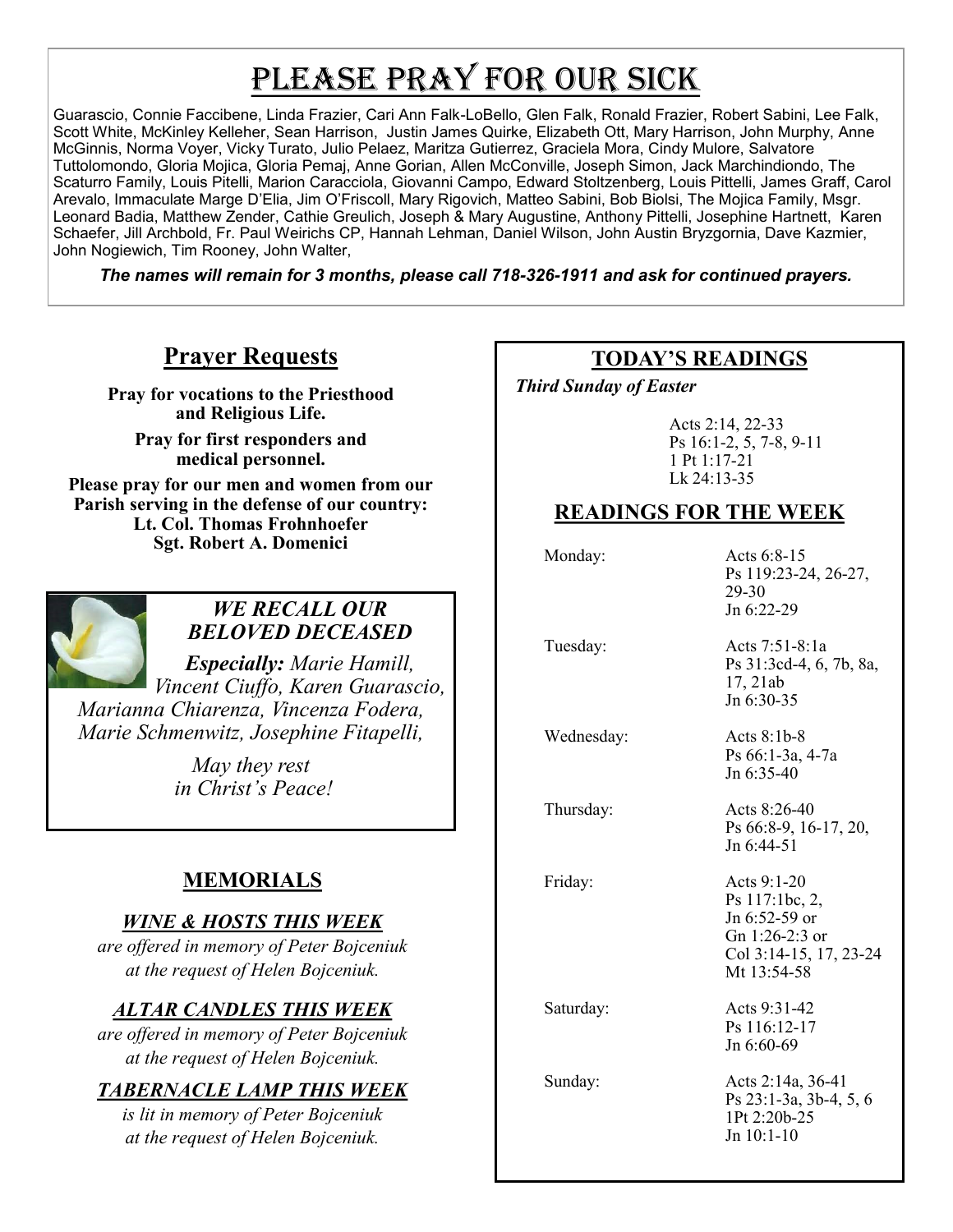# Please Pray For Our Sick

Guarascio, Connie Faccibene, Linda Frazier, Cari Ann Falk-LoBello, Glen Falk, Ronald Frazier, Robert Sabini, Lee Falk, Scott White, McKinley Kelleher, Sean Harrison, Justin James Quirke, Elizabeth Ott, Mary Harrison, John Murphy, Anne McGinnis, Norma Voyer, Vicky Turato, Julio Pelaez, Maritza Gutierrez, Graciela Mora, Cindy Mulore, Salvatore Tuttolomondo, Gloria Mojica, Gloria Pemaj, Anne Gorian, Allen McConville, Joseph Simon, Jack Marchindiondo, The Scaturro Family, Louis Pitelli, Marion Caracciola, Giovanni Campo, Edward Stoltzenberg, Louis Pittelli, James Graff, Carol Arevalo, Immaculate Marge D'Elia, Jim O'Friscoll, Mary Rigovich, Matteo Sabini, Bob Biolsi, The Mojica Family, Msgr. Leonard Badia, Matthew Zender, Cathie Greulich, Joseph & Mary Augustine, Anthony Pittelli, Josephine Hartnett, Karen Schaefer, Jill Archbold, Fr. Paul Weirichs CP, Hannah Lehman, Daniel Wilson, John Austin Bryzgornia, Dave Kazmier, John Nogiewich, Tim Rooney, John Walter,

***The names will remain for 3 months, please call 718-326-1911 and ask for continued prayers.***

## Prayer Requests

**Pray for vocations to the Priesthood and Religious Life.**

**Pray for first responders and medical personnel.**

**Please pray for our men and women from our Parish serving in the defense of our country:**
**Lt. Col. Thomas Frohnhoefer**
**Sgt. Robert A. Domenici**

### *WE RECALL OUR BELOVED DECEASED*

***Especially:*** *Marie Hamill, Vincent Ciuffo, Karen Guarascio, Marianna Chiarenza, Vincenza Fodera, Marie Schmenwitz, Josephine Fitapelli,*

*May they rest in Christ's Peace!*

## MEMORIALS

### *WINE & HOSTS THIS WEEK*

*are offered in memory of Peter Bojceniuk at the request of Helen Bojceniuk.*

### *ALTAR CANDLES THIS WEEK*

*are offered in memory of Peter Bojceniuk at the request of Helen Bojceniuk.*

### *TABERNACLE LAMP THIS WEEK*

*is lit in memory of Peter Bojceniuk at the request of Helen Bojceniuk.*

## TODAY'S READINGS

***Third Sunday of Easter***

Acts 2:14, 22-33
Ps 16:1-2, 5, 7-8, 9-11
1 Pt 1:17-21
Lk 24:13-35

## READINGS FOR THE WEEK

| | |
|---|---|
| Monday: | Acts 6:8-15<br>Ps 119:23-24, 26-27, 29-30<br>Jn 6:22-29 |
| Tuesday: | Acts 7:51-8:1a<br>Ps 31:3cd-4, 6, 7b, 8a, 17, 21ab<br>Jn 6:30-35 |
| Wednesday: | Acts 8:1b-8<br>Ps 66:1-3a, 4-7a<br>Jn 6:35-40 |
| Thursday: | Acts 8:26-40<br>Ps 66:8-9, 16-17, 20,<br>Jn 6:44-51 |
| Friday: | Acts 9:1-20<br>Ps 117:1bc, 2,<br>Jn 6:52-59 or<br>Gn 1:26-2:3 or<br>Col 3:14-15, 17, 23-24<br>Mt 13:54-58 |
| Saturday: | Acts 9:31-42<br>Ps 116:12-17<br>Jn 6:60-69 |
| Sunday: | Acts 2:14a, 36-41<br>Ps 23:1-3a, 3b-4, 5, 6<br>1Pt 2:20b-25<br>Jn 10:1-10 |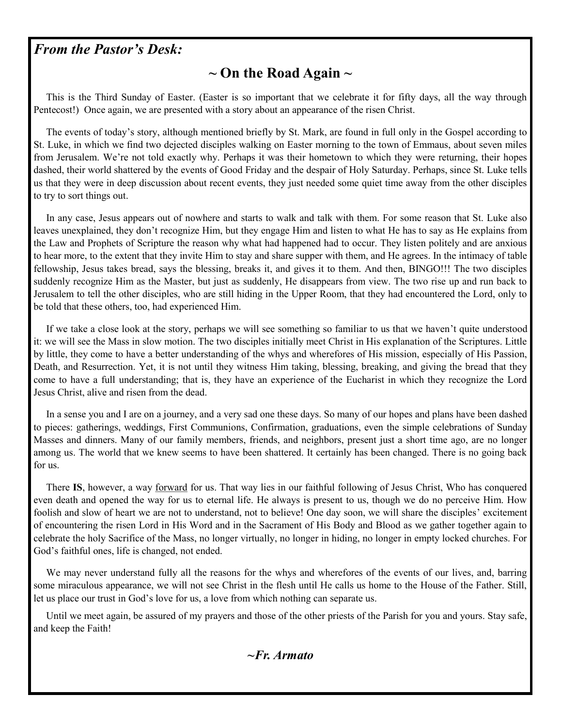## *From the Pastor's Desk:*

# ~ On the Road Again ~

This is the Third Sunday of Easter. (Easter is so important that we celebrate it for fifty days, all the way through Pentecost!) Once again, we are presented with a story about an appearance of the risen Christ.

The events of today's story, although mentioned briefly by St. Mark, are found in full only in the Gospel according to St. Luke, in which we find two dejected disciples walking on Easter morning to the town of Emmaus, about seven miles from Jerusalem. We're not told exactly why. Perhaps it was their hometown to which they were returning, their hopes dashed, their world shattered by the events of Good Friday and the despair of Holy Saturday. Perhaps, since St. Luke tells us that they were in deep discussion about recent events, they just needed some quiet time away from the other disciples to try to sort things out.

In any case, Jesus appears out of nowhere and starts to walk and talk with them. For some reason that St. Luke also leaves unexplained, they don't recognize Him, but they engage Him and listen to what He has to say as He explains from the Law and Prophets of Scripture the reason why what had happened had to occur. They listen politely and are anxious to hear more, to the extent that they invite Him to stay and share supper with them, and He agrees. In the intimacy of table fellowship, Jesus takes bread, says the blessing, breaks it, and gives it to them. And then, BINGO!!! The two disciples suddenly recognize Him as the Master, but just as suddenly, He disappears from view. The two rise up and run back to Jerusalem to tell the other disciples, who are still hiding in the Upper Room, that they had encountered the Lord, only to be told that these others, too, had experienced Him.

If we take a close look at the story, perhaps we will see something so familiar to us that we haven't quite understood it: we will see the Mass in slow motion. The two disciples initially meet Christ in His explanation of the Scriptures. Little by little, they come to have a better understanding of the whys and wherefores of His mission, especially of His Passion, Death, and Resurrection. Yet, it is not until they witness Him taking, blessing, breaking, and giving the bread that they come to have a full understanding; that is, they have an experience of the Eucharist in which they recognize the Lord Jesus Christ, alive and risen from the dead.

In a sense you and I are on a journey, and a very sad one these days. So many of our hopes and plans have been dashed to pieces: gatherings, weddings, First Communions, Confirmation, graduations, even the simple celebrations of Sunday Masses and dinners. Many of our family members, friends, and neighbors, present just a short time ago, are no longer among us. The world that we knew seems to have been shattered. It certainly has been changed. There is no going back for us.

There **IS**, however, a way <u>forward</u> for us. That way lies in our faithful following of Jesus Christ, Who has conquered even death and opened the way for us to eternal life. He always is present to us, though we do no perceive Him. How foolish and slow of heart we are not to understand, not to believe! One day soon, we will share the disciples' excitement of encountering the risen Lord in His Word and in the Sacrament of His Body and Blood as we gather together again to celebrate the holy Sacrifice of the Mass, no longer virtually, no longer in hiding, no longer in empty locked churches. For God's faithful ones, life is changed, not ended.

We may never understand fully all the reasons for the whys and wherefores of the events of our lives, and, barring some miraculous appearance, we will not see Christ in the flesh until He calls us home to the House of the Father. Still, let us place our trust in God's love for us, a love from which nothing can separate us.

Until we meet again, be assured of my prayers and those of the other priests of the Parish for you and yours. Stay safe, and keep the Faith!

***~Fr. Armato***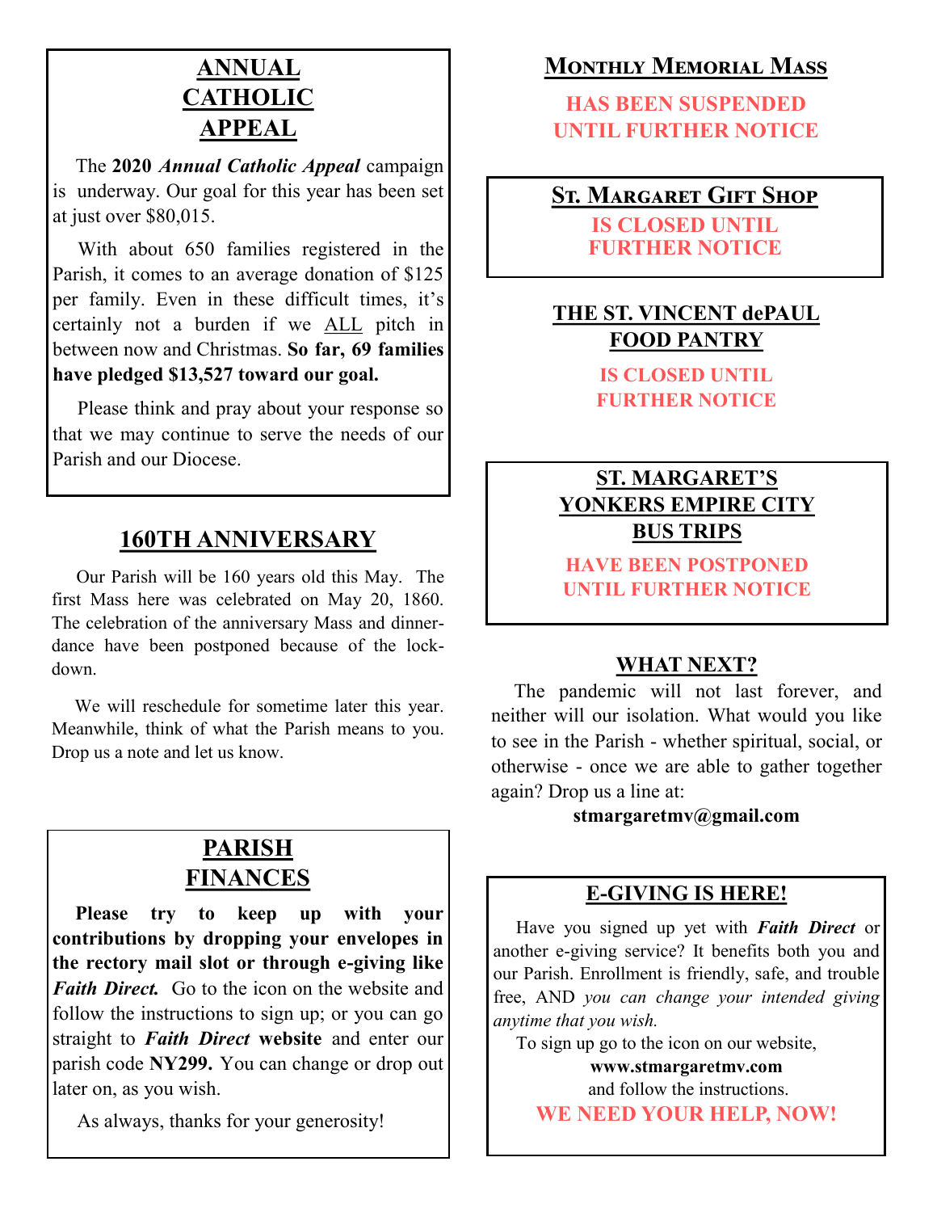## ANNUAL CATHOLIC APPEAL

The **2020** ***Annual Catholic Appeal*** campaign is underway. Our goal for this year has been set at just over $80,015.

With about 650 families registered in the Parish, it comes to an average donation of $125 per family. Even in these difficult times, it's certainly not a burden if we ALL pitch in between now and Christmas. **So far, 69 families have pledged $13,527 toward our goal.**

Please think and pray about your response so that we may continue to serve the needs of our Parish and our Diocese.

## 160TH ANNIVERSARY

Our Parish will be 160 years old this May. The first Mass here was celebrated on May 20, 1860. The celebration of the anniversary Mass and dinner-dance have been postponed because of the lock-down.

We will reschedule for sometime later this year. Meanwhile, think of what the Parish means to you. Drop us a note and let us know.

## PARISH FINANCES

**Please try to keep up with your contributions by dropping your envelopes in the rectory mail slot or through e-giving like *Faith Direct.*** Go to the icon on the website and follow the instructions to sign up; or you can go straight to ***Faith Direct*** **website** and enter our parish code **NY299.** You can change or drop out later on, as you wish.

As always, thanks for your generosity!

## MONTHLY MEMORIAL MASS

**HAS BEEN SUSPENDED UNTIL FURTHER NOTICE**

## ST. MARGARET GIFT SHOP

**IS CLOSED UNTIL FURTHER NOTICE**

## THE ST. VINCENT dePAUL FOOD PANTRY

**IS CLOSED UNTIL FURTHER NOTICE**

## ST. MARGARET'S YONKERS EMPIRE CITY BUS TRIPS

**HAVE BEEN POSTPONED UNTIL FURTHER NOTICE**

## WHAT NEXT?

The pandemic will not last forever, and neither will our isolation. What would you like to see in the Parish - whether spiritual, social, or otherwise - once we are able to gather together again? Drop us a line at:

**stmargaretmv@gmail.com**

## E-GIVING IS HERE!

Have you signed up yet with ***Faith Direct*** or another e-giving service? It benefits both you and our Parish. Enrollment is friendly, safe, and trouble free, AND *you can change your intended giving anytime that you wish.*

To sign up go to the icon on our website,

**www.stmargaretmv.com**

and follow the instructions.

**WE NEED YOUR HELP, NOW!**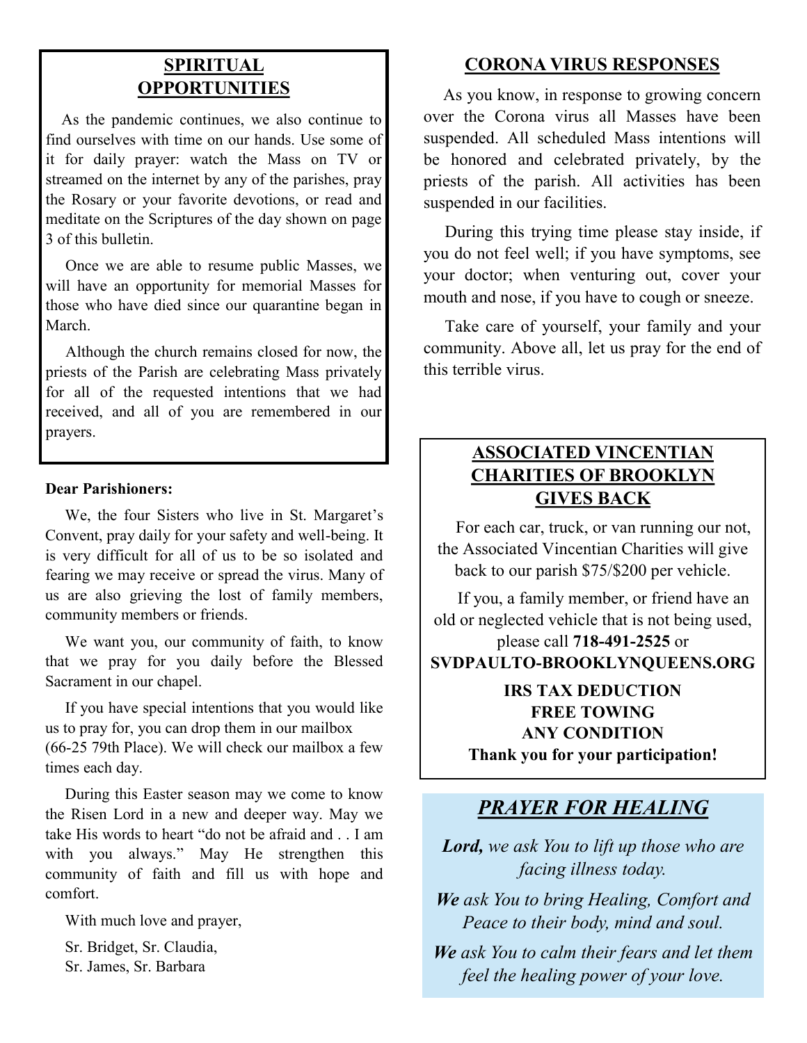## SPIRITUAL OPPORTUNITIES

As the pandemic continues, we also continue to find ourselves with time on our hands. Use some of it for daily prayer: watch the Mass on TV or streamed on the internet by any of the parishes, pray the Rosary or your favorite devotions, or read and meditate on the Scriptures of the day shown on page 3 of this bulletin.

Once we are able to resume public Masses, we will have an opportunity for memorial Masses for those who have died since our quarantine began in March.

Although the church remains closed for now, the priests of the Parish are celebrating Mass privately for all of the requested intentions that we had received, and all of you are remembered in our prayers.

**Dear Parishioners:**

We, the four Sisters who live in St. Margaret's Convent, pray daily for your safety and well-being. It is very difficult for all of us to be so isolated and fearing we may receive or spread the virus. Many of us are also grieving the lost of family members, community members or friends.

We want you, our community of faith, to know that we pray for you daily before the Blessed Sacrament in our chapel.

If you have special intentions that you would like us to pray for, you can drop them in our mailbox (66-25 79th Place). We will check our mailbox a few times each day.

During this Easter season may we come to know the Risen Lord in a new and deeper way. May we take His words to heart "do not be afraid and . . I am with you always." May He strengthen this community of faith and fill us with hope and comfort.

With much love and prayer,

Sr. Bridget, Sr. Claudia,
Sr. James, Sr. Barbara

## CORONA VIRUS RESPONSES

As you know, in response to growing concern over the Corona virus all Masses have been suspended. All scheduled Mass intentions will be honored and celebrated privately, by the priests of the parish. All activities has been suspended in our facilities.

During this trying time please stay inside, if you do not feel well; if you have symptoms, see your doctor; when venturing out, cover your mouth and nose, if you have to cough or sneeze.

Take care of yourself, your family and your community. Above all, let us pray for the end of this terrible virus.

## ASSOCIATED VINCENTIAN CHARITIES OF BROOKLYN GIVES BACK

For each car, truck, or van running our not, the Associated Vincentian Charities will give back to our parish $75/$200 per vehicle.

If you, a family member, or friend have an old or neglected vehicle that is not being used, please call **718-491-2525** or **SVDPAULTO-BROOKLYNQUEENS.ORG**

**IRS TAX DEDUCTION**
**FREE TOWING**
**ANY CONDITION**
**Thank you for your participation!**

## *PRAYER FOR HEALING*

***Lord,*** *we ask You to lift up those who are facing illness today.*

***We*** *ask You to bring Healing, Comfort and Peace to their body, mind and soul.*

***We*** *ask You to calm their fears and let them feel the healing power of your love.*